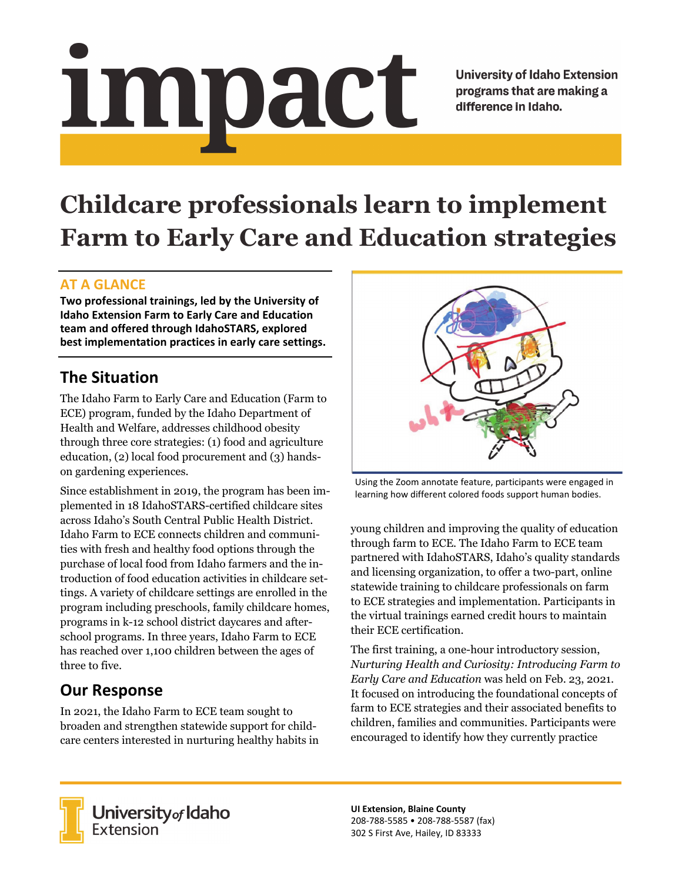# impact

University of Idaho Extension programs that are making a difference in Idaho.

# Childcare professionals learn to implement Farm to Early Care and Education strategies

### AT A GLANCE

**Two professional trainings, led by the University of Idaho Extension Farm to Early Care and Education team and offered through IdahoSTARS, explored best implementation practices in early care settings.**

## The Situation

The Idaho Farm to Early Care and Education (Farm to ECE) program, funded by the Idaho Department of Health and Welfare, addresses childhood obesity through three core strategies: (1) food and agriculture education, (2) local food procurement and (3) hands-on gardening experiences.

Since establishment in 2019, the program has been implemented in 18 IdahoSTARS-certified childcare sites across Idaho's South Central Public Health District. Idaho Farm to ECE connects children and communities with fresh and healthy food options through the purchase of local food from Idaho farmers and the introduction of food education activities in childcare settings. A variety of childcare settings are enrolled in the program including preschools, family childcare homes, programs in k-12 school district daycares and after-school programs. In three years, Idaho Farm to ECE has reached over 1,100 children between the ages of three to five.

## Our Response

In 2021, the Idaho Farm to ECE team sought to broaden and strengthen statewide support for childcare centers interested in nurturing healthy habits in young children and improving the quality of education through farm to ECE. The Idaho Farm to ECE team partnered with IdahoSTARS, Idaho's quality standards and licensing organization, to offer a two-part, online statewide training to childcare professionals on farm to ECE strategies and implementation. Participants in the virtual trainings earned credit hours to maintain their ECE certification.

Using the Zoom annotate feature, participants were engaged in learning how different colored foods support human bodies.

The first training, a one-hour introductory session, *Nurturing Health and Curiosity: Introducing Farm to Early Care and Education* was held on Feb. 23, 2021. It focused on introducing the foundational concepts of farm to ECE strategies and their associated benefits to children, families and communities. Participants were encouraged to identify how they currently practice

University of Idaho Extension

**UI Extension, Blaine County**
208-788-5585 • 208-788-5587 (fax)
302 S First Ave, Hailey, ID 83333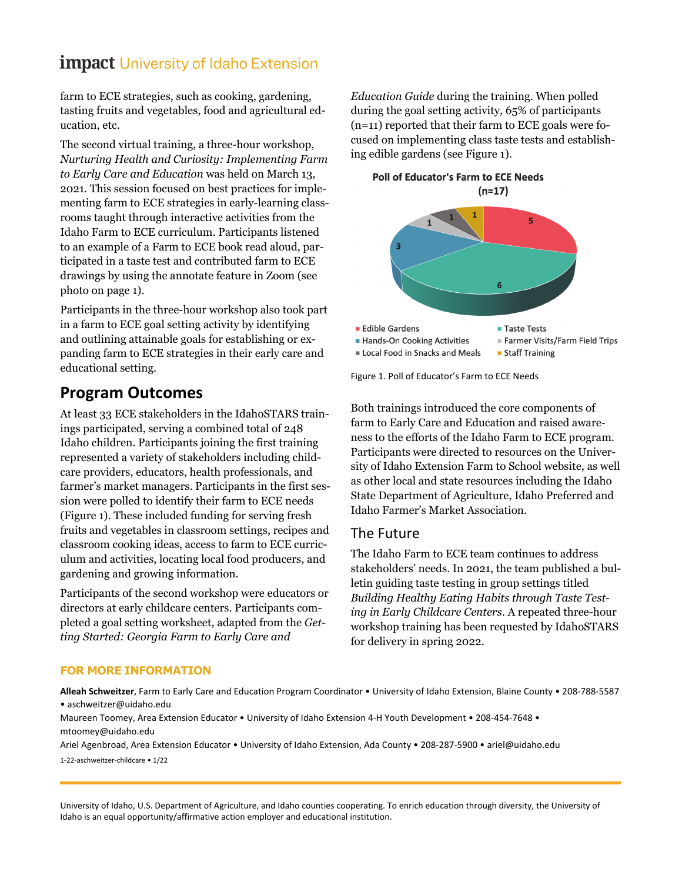farm to ECE strategies, such as cooking, gardening, tasting fruits and vegetables, food and agricultural education, etc.

The second virtual training, a three-hour workshop, *Nurturing Health and Curiosity: Implementing Farm to Early Care and Education* was held on March 13, 2021. This session focused on best practices for implementing farm to ECE strategies in early-learning classrooms taught through interactive activities from the Idaho Farm to ECE curriculum. Participants listened to an example of a Farm to ECE book read aloud, participated in a taste test and contributed farm to ECE drawings by using the annotate feature in Zoom (see photo on page 1).

Participants in the three-hour workshop also took part in a farm to ECE goal setting activity by identifying and outlining attainable goals for establishing or expanding farm to ECE strategies in their early care and educational setting.

## Program Outcomes

At least 33 ECE stakeholders in the IdahoSTARS trainings participated, serving a combined total of 248 Idaho children. Participants joining the first training represented a variety of stakeholders including childcare providers, educators, health professionals, and farmer's market managers. Participants in the first session were polled to identify their farm to ECE needs (Figure 1). These included funding for serving fresh fruits and vegetables in classroom settings, recipes and classroom cooking ideas, access to farm to ECE curriculum and activities, locating local food producers, and gardening and growing information.

Participants of the second workshop were educators or directors at early childcare centers. Participants completed a goal setting worksheet, adapted from the *Getting Started: Georgia Farm to Early Care and Education Guide* during the training. When polled during the goal setting activity, 65% of participants (n=11) reported that their farm to ECE goals were focused on implementing class taste tests and establishing edible gardens (see Figure 1).

Poll of Educator's Farm to ECE Needs (n=17)

5
6
3
1
1
1

Edible Gardens
Taste Tests
Hands-On Cooking Activities
Farmer Visits/Farm Field Trips
Local Food in Snacks and Meals
Staff Training

Figure 1. Poll of Educator's Farm to ECE Needs

Both trainings introduced the core components of farm to Early Care and Education and raised awareness to the efforts of the Idaho Farm to ECE program. Participants were directed to resources on the University of Idaho Extension Farm to School website, as well as other local and state resources including the Idaho State Department of Agriculture, Idaho Preferred and Idaho Farmer's Market Association.

### The Future

The Idaho Farm to ECE team continues to address stakeholders' needs. In 2021, the team published a bulletin guiding taste testing in group settings titled *Building Healthy Eating Habits through Taste Testing in Early Childcare Centers*. A repeated three-hour workshop training has been requested by IdahoSTARS for delivery in spring 2022.

## FOR MORE INFORMATION

**Alleah Schweitzer**, Farm to Early Care and Education Program Coordinator • University of Idaho Extension, Blaine County • 208-788-5587 • aschweitzer@uidaho.edu

Maureen Toomey, Area Extension Educator • University of Idaho Extension 4-H Youth Development • 208-454-7648 • mtoomey@uidaho.edu

Ariel Agenbroad, Area Extension Educator • University of Idaho Extension, Ada County • 208-287-5900 • ariel@uidaho.edu

1-22-aschweitzer-childcare • 1/22

University of Idaho, U.S. Department of Agriculture, and Idaho counties cooperating. To enrich education through diversity, the University of Idaho is an equal opportunity/affirmative action employer and educational institution.